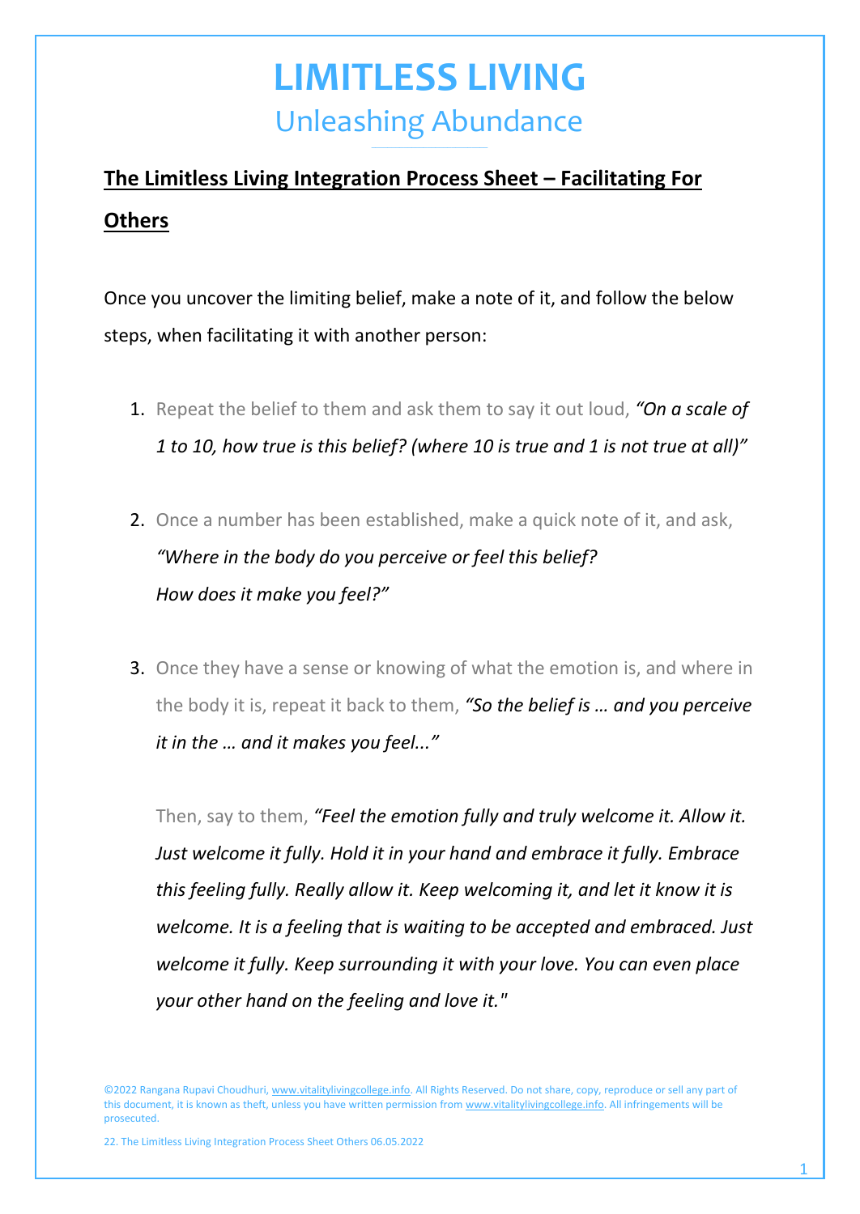# LIMITLESS LIVING

## Unleashing Abundance

**The Limitless Living Integration Process Sheet – Facilitating For Others**

Once you uncover the limiting belief, make a note of it, and follow the below steps, when facilitating it with another person:

1. Repeat the belief to them and ask them to say it out loud, *"On a scale of 1 to 10, how true is this belief? (where 10 is true and 1 is not true at all)"*

2. Once a number has been established, make a quick note of it, and ask, *"Where in the body do you perceive or feel this belief? How does it make you feel?"*

3. Once they have a sense or knowing of what the emotion is, and where in the body it is, repeat it back to them, *"So the belief is … and you perceive it in the … and it makes you feel..."*

   Then, say to them, *"Feel the emotion fully and truly welcome it. Allow it. Just welcome it fully. Hold it in your hand and embrace it fully. Embrace this feeling fully. Really allow it. Keep welcoming it, and let it know it is welcome. It is a feeling that is waiting to be accepted and embraced. Just welcome it fully. Keep surrounding it with your love. You can even place your other hand on the feeling and love it."*

©2022 Rangana Rupavi Choudhuri, www.vitalitylivingcollege.info. All Rights Reserved. Do not share, copy, reproduce or sell any part of this document, it is known as theft, unless you have written permission from www.vitalitylivingcollege.info. All infringements will be prosecuted.

22. The Limitless Living Integration Process Sheet Others 06.05.2022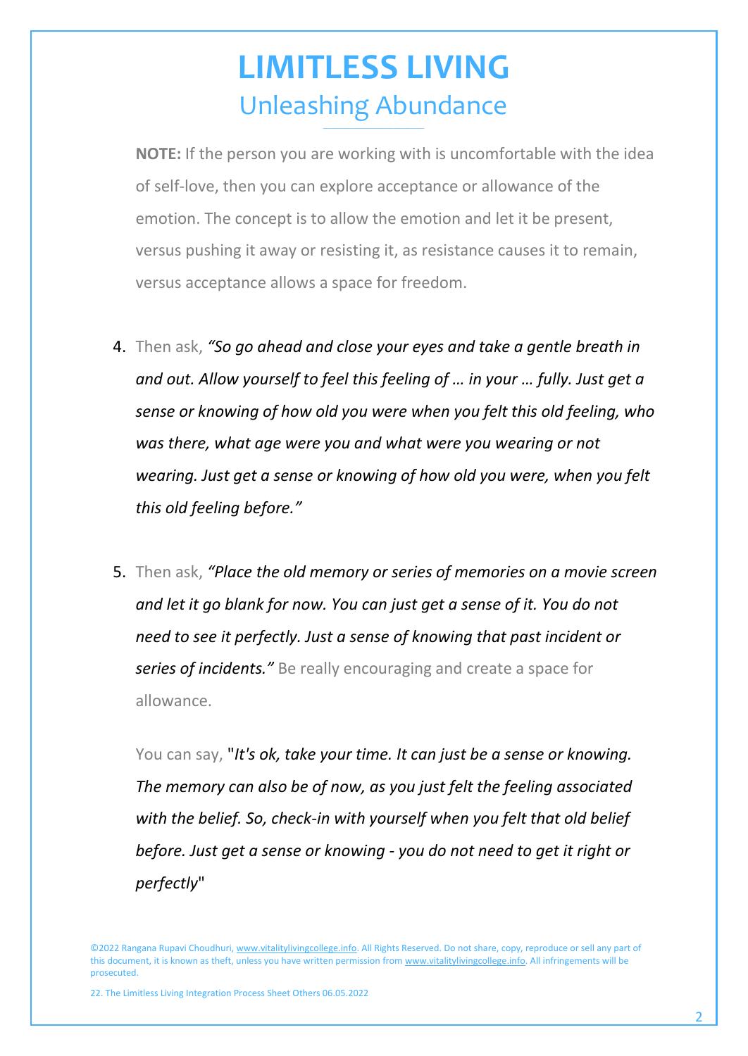# LIMITLESS LIVING

## Unleashing Abundance

**NOTE:** If the person you are working with is uncomfortable with the idea of self-love, then you can explore acceptance or allowance of the emotion. The concept is to allow the emotion and let it be present, versus pushing it away or resisting it, as resistance causes it to remain, versus acceptance allows a space for freedom.

4. Then ask, *"So go ahead and close your eyes and take a gentle breath in and out. Allow yourself to feel this feeling of … in your … fully. Just get a sense or knowing of how old you were when you felt this old feeling, who was there, what age were you and what were you wearing or not wearing. Just get a sense or knowing of how old you were, when you felt this old feeling before."*

5. Then ask, *"Place the old memory or series of memories on a movie screen and let it go blank for now. You can just get a sense of it. You do not need to see it perfectly. Just a sense of knowing that past incident or series of incidents."* Be really encouraging and create a space for allowance.

   You can say, "*It's ok, take your time. It can just be a sense or knowing. The memory can also be of now, as you just felt the feeling associated with the belief. So, check-in with yourself when you felt that old belief before. Just get a sense or knowing - you do not need to get it right or perfectly*"

©2022 Rangana Rupavi Choudhuri, www.vitalitylivingcollege.info. All Rights Reserved. Do not share, copy, reproduce or sell any part of this document, it is known as theft, unless you have written permission from www.vitalitylivingcollege.info. All infringements will be prosecuted.

22. The Limitless Living Integration Process Sheet Others 06.05.2022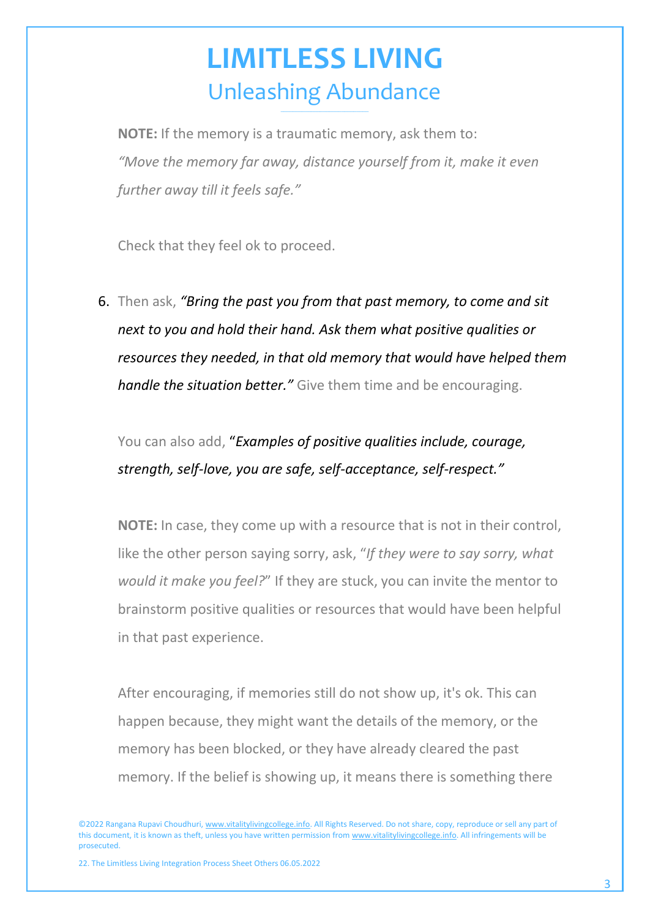**NOTE:** If the memory is a traumatic memory, ask them to:
*"Move the memory far away, distance yourself from it, make it even further away till it feels safe."*

Check that they feel ok to proceed.

6. Then ask, ***"Bring the past you from that past memory, to come and sit next to you and hold their hand. Ask them what positive qualities or resources they needed, in that old memory that would have helped them handle the situation better."*** Give them time and be encouraging.

   You can also add, "***Examples of positive qualities include, courage, strength, self-love, you are safe, self-acceptance, self-respect."***

   **NOTE:** In case, they come up with a resource that is not in their control, like the other person saying sorry, ask, "*If they were to say sorry, what would it make you feel?*" If they are stuck, you can invite the mentor to brainstorm positive qualities or resources that would have been helpful in that past experience.

   After encouraging, if memories still do not show up, it's ok. This can happen because, they might want the details of the memory, or the memory has been blocked, or they have already cleared the past memory. If the belief is showing up, it means there is something there

©2022 Rangana Rupavi Choudhuri, www.vitalitylivingcollege.info. All Rights Reserved. Do not share, copy, reproduce or sell any part of this document, it is known as theft, unless you have written permission from www.vitalitylivingcollege.info. All infringements will be prosecuted.

22. The Limitless Living Integration Process Sheet Others 06.05.2022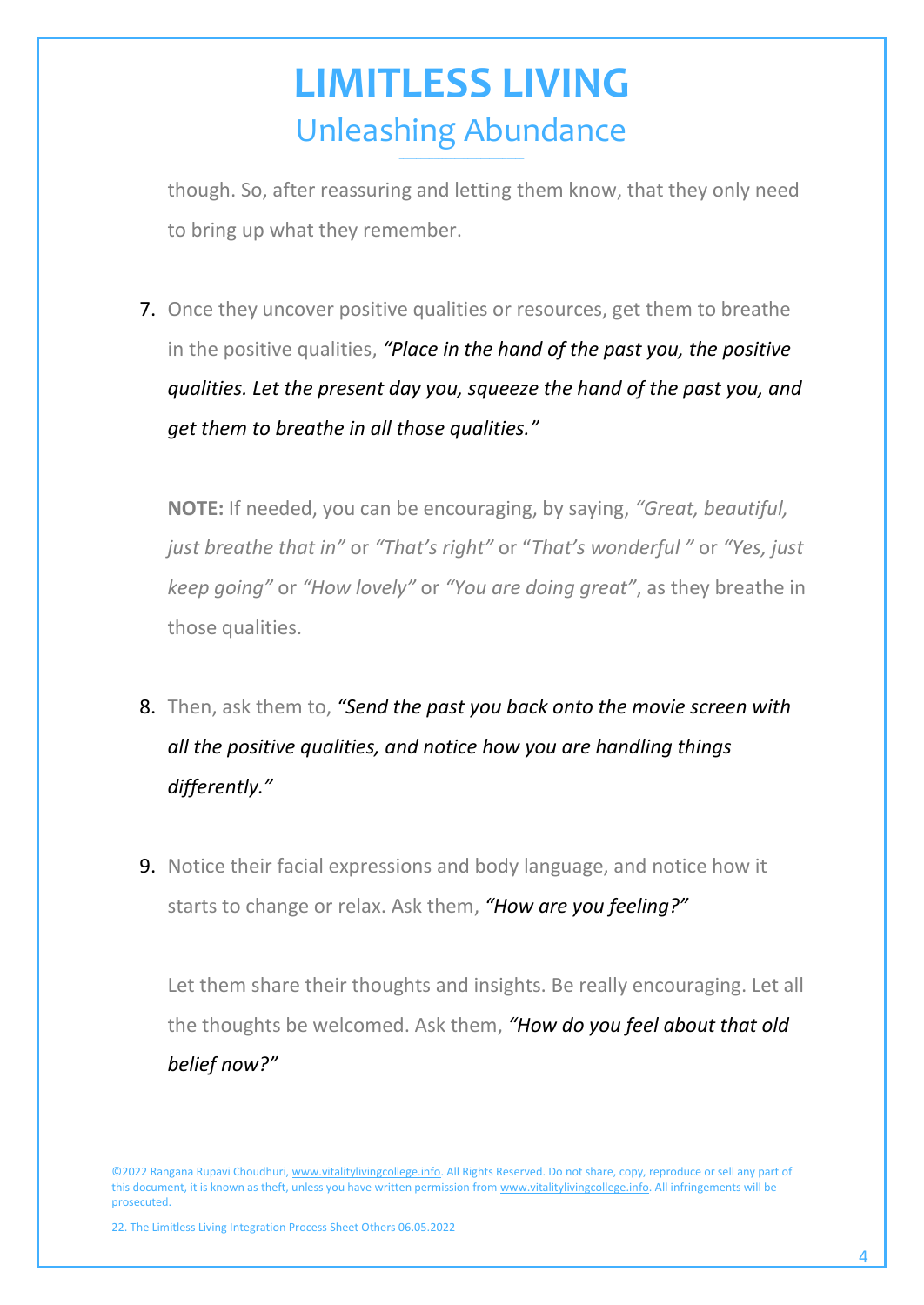though. So, after reassuring and letting them know, that they only need to bring up what they remember.

7. Once they uncover positive qualities or resources, get them to breathe in the positive qualities, ***"Place in the hand of the past you, the positive qualities. Let the present day you, squeeze the hand of the past you, and get them to breathe in all those qualities."***

   **NOTE:** If needed, you can be encouraging, by saying, *"Great, beautiful, just breathe that in"* or *"That's right"* or "*That's wonderful "* or *"Yes, just keep going"* or *"How lovely"* or *"You are doing great"*, as they breathe in those qualities.

8. Then, ask them to, ***"Send the past you back onto the movie screen with all the positive qualities, and notice how you are handling things differently."***

9. Notice their facial expressions and body language, and notice how it starts to change or relax. Ask them, ***"How are you feeling?"***

   Let them share their thoughts and insights. Be really encouraging. Let all the thoughts be welcomed. Ask them, ***"How do you feel about that old belief now?"***

©2022 Rangana Rupavi Choudhuri, www.vitalitylivingcollege.info. All Rights Reserved. Do not share, copy, reproduce or sell any part of this document, it is known as theft, unless you have written permission from www.vitalitylivingcollege.info. All infringements will be prosecuted.

22. The Limitless Living Integration Process Sheet Others 06.05.2022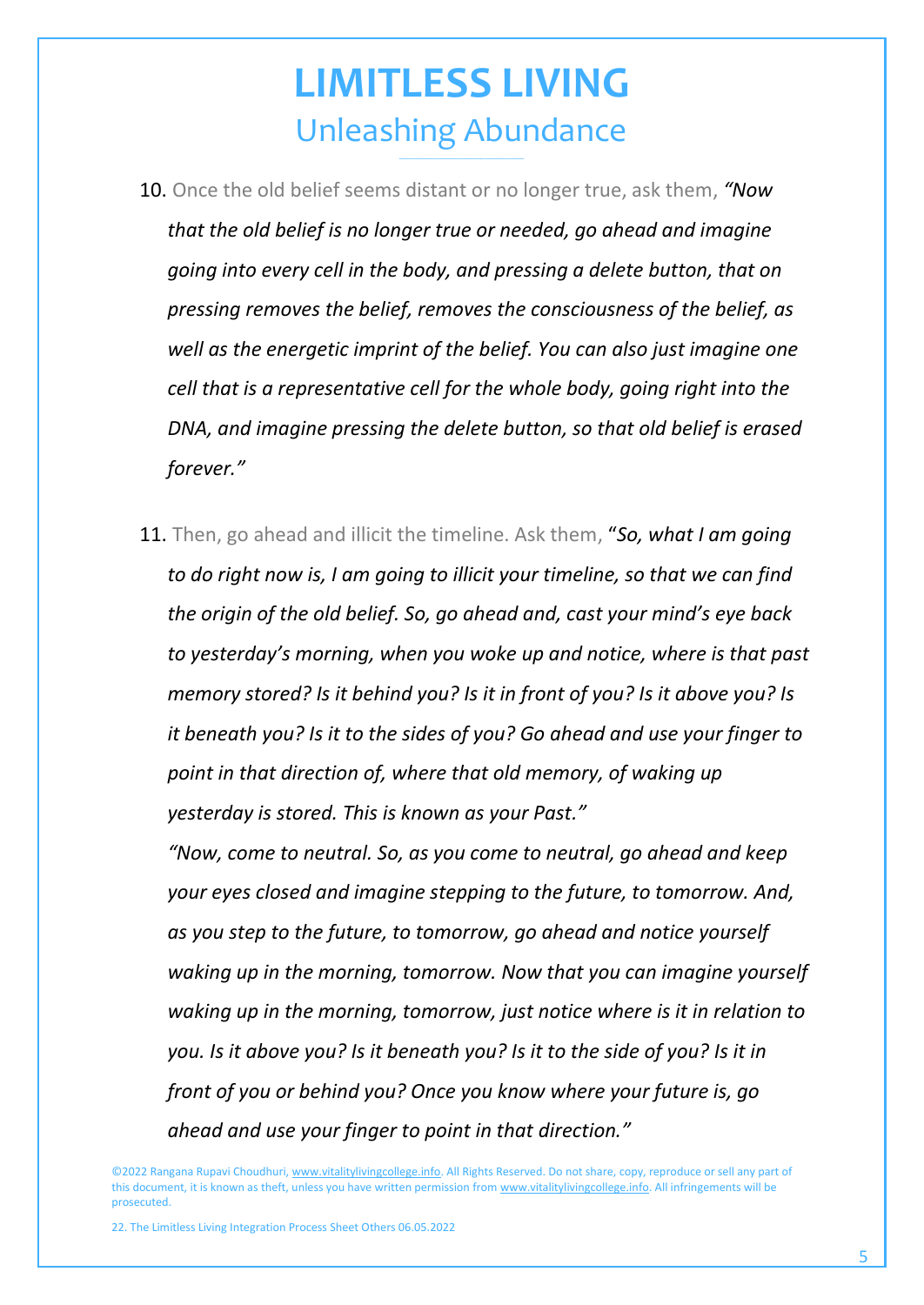10. Once the old belief seems distant or no longer true, ask them, *"Now that the old belief is no longer true or needed, go ahead and imagine going into every cell in the body, and pressing a delete button, that on pressing removes the belief, removes the consciousness of the belief, as well as the energetic imprint of the belief. You can also just imagine one cell that is a representative cell for the whole body, going right into the DNA, and imagine pressing the delete button, so that old belief is erased forever."*

11. Then, go ahead and illicit the timeline. Ask them, "*So, what I am going to do right now is, I am going to illicit your timeline, so that we can find the origin of the old belief. So, go ahead and, cast your mind's eye back to yesterday's morning, when you woke up and notice, where is that past memory stored? Is it behind you? Is it in front of you? Is it above you? Is it beneath you? Is it to the sides of you? Go ahead and use your finger to point in that direction of, where that old memory, of waking up yesterday is stored. This is known as your Past."*

    *"Now, come to neutral. So, as you come to neutral, go ahead and keep your eyes closed and imagine stepping to the future, to tomorrow. And, as you step to the future, to tomorrow, go ahead and notice yourself waking up in the morning, tomorrow. Now that you can imagine yourself waking up in the morning, tomorrow, just notice where is it in relation to you. Is it above you? Is it beneath you? Is it to the side of you? Is it in front of you or behind you? Once you know where your future is, go ahead and use your finger to point in that direction."*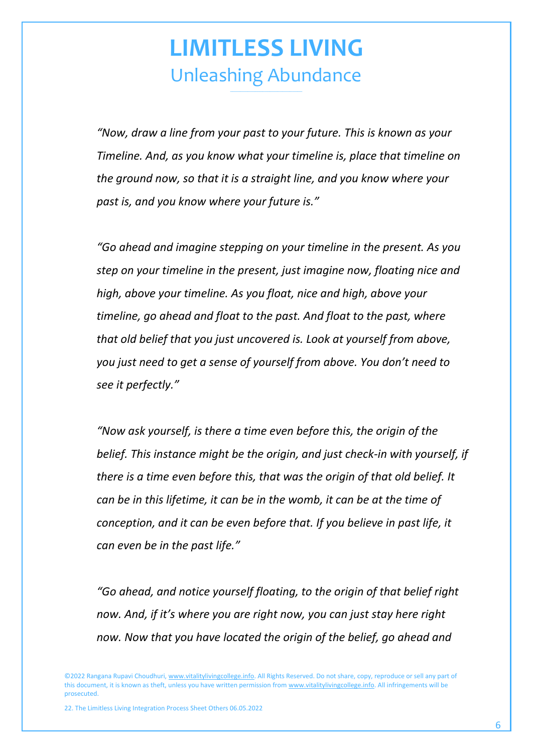# LIMITLESS LIVING

## Unleashing Abundance

*"Now, draw a line from your past to your future. This is known as your Timeline. And, as you know what your timeline is, place that timeline on the ground now, so that it is a straight line, and you know where your past is, and you know where your future is."*

*"Go ahead and imagine stepping on your timeline in the present. As you step on your timeline in the present, just imagine now, floating nice and high, above your timeline. As you float, nice and high, above your timeline, go ahead and float to the past. And float to the past, where that old belief that you just uncovered is. Look at yourself from above, you just need to get a sense of yourself from above. You don't need to see it perfectly."*

*"Now ask yourself, is there a time even before this, the origin of the belief. This instance might be the origin, and just check-in with yourself, if there is a time even before this, that was the origin of that old belief. It can be in this lifetime, it can be in the womb, it can be at the time of conception, and it can be even before that. If you believe in past life, it can even be in the past life."*

*"Go ahead, and notice yourself floating, to the origin of that belief right now. And, if it's where you are right now, you can just stay here right now. Now that you have located the origin of the belief, go ahead and*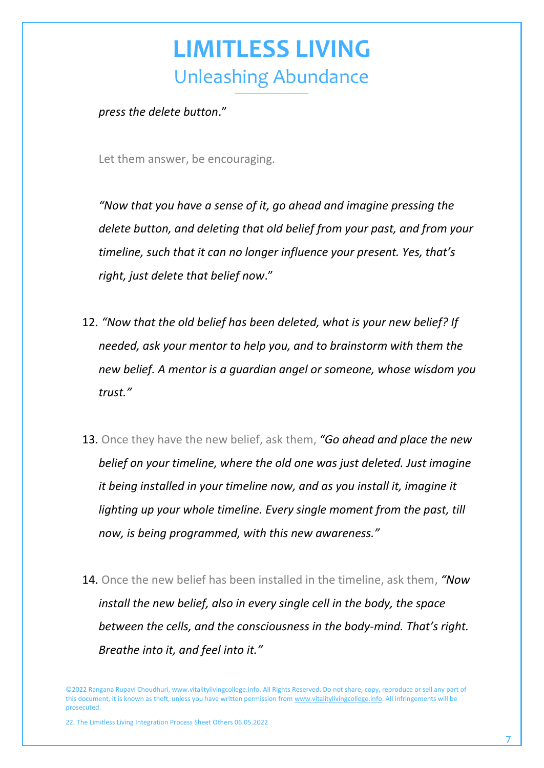*press the delete button*."

Let them answer, be encouraging.

*"Now that you have a sense of it, go ahead and imagine pressing the delete button, and deleting that old belief from your past, and from your timeline, such that it can no longer influence your present. Yes, that's right, just delete that belief now*."

12. *"Now that the old belief has been deleted, what is your new belief? If needed, ask your mentor to help you, and to brainstorm with them the new belief. A mentor is a guardian angel or someone, whose wisdom you trust."*

13. Once they have the new belief, ask them, *"Go ahead and place the new belief on your timeline, where the old one was just deleted. Just imagine it being installed in your timeline now, and as you install it, imagine it lighting up your whole timeline. Every single moment from the past, till now, is being programmed, with this new awareness."*

14. Once the new belief has been installed in the timeline, ask them, *"Now install the new belief, also in every single cell in the body, the space between the cells, and the consciousness in the body-mind. That's right. Breathe into it, and feel into it."*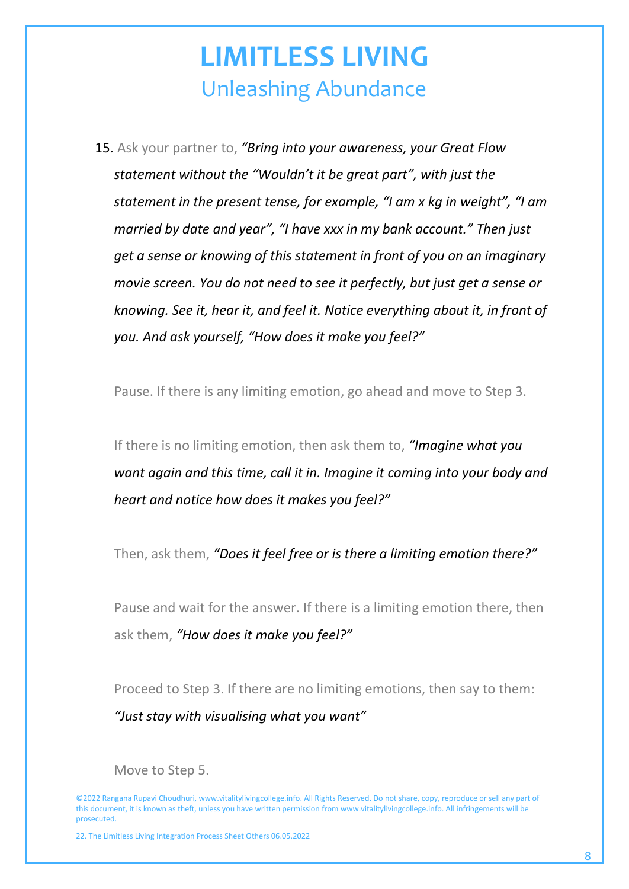15. Ask your partner to, *"Bring into your awareness, your Great Flow statement without the "Wouldn't it be great part", with just the statement in the present tense, for example, "I am x kg in weight", "I am married by date and year", "I have xxx in my bank account." Then just get a sense or knowing of this statement in front of you on an imaginary movie screen. You do not need to see it perfectly, but just get a sense or knowing. See it, hear it, and feel it. Notice everything about it, in front of you. And ask yourself, "How does it make you feel?"*

    Pause. If there is any limiting emotion, go ahead and move to Step 3.

    If there is no limiting emotion, then ask them to, *"Imagine what you want again and this time, call it in. Imagine it coming into your body and heart and notice how does it makes you feel?"*

    Then, ask them, *"Does it feel free or is there a limiting emotion there?"*

    Pause and wait for the answer. If there is a limiting emotion there, then ask them, *"How does it make you feel?"*

    Proceed to Step 3. If there are no limiting emotions, then say to them: *"Just stay with visualising what you want"*

    Move to Step 5.

©2022 Rangana Rupavi Choudhuri, www.vitalitylivingcollege.info. All Rights Reserved. Do not share, copy, reproduce or sell any part of this document, it is known as theft, unless you have written permission from www.vitalitylivingcollege.info. All infringements will be prosecuted.

22. The Limitless Living Integration Process Sheet Others 06.05.2022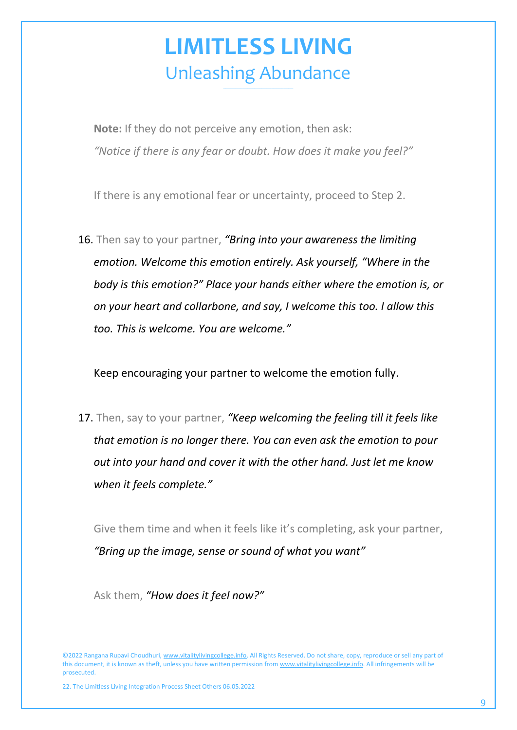**Note:** If they do not perceive any emotion, then ask:

*"Notice if there is any fear or doubt. How does it make you feel?"*

If there is any emotional fear or uncertainty, proceed to Step 2.

16. Then say to your partner, *"Bring into your awareness the limiting emotion. Welcome this emotion entirely. Ask yourself, "Where in the body is this emotion?" Place your hands either where the emotion is, or on your heart and collarbone, and say, I welcome this too. I allow this too. This is welcome. You are welcome."*

    Keep encouraging your partner to welcome the emotion fully.

17. Then, say to your partner, *"Keep welcoming the feeling till it feels like that emotion is no longer there. You can even ask the emotion to pour out into your hand and cover it with the other hand. Just let me know when it feels complete."*

    Give them time and when it feels like it's completing, ask your partner, *"Bring up the image, sense or sound of what you want"*

    Ask them, *"How does it feel now?"*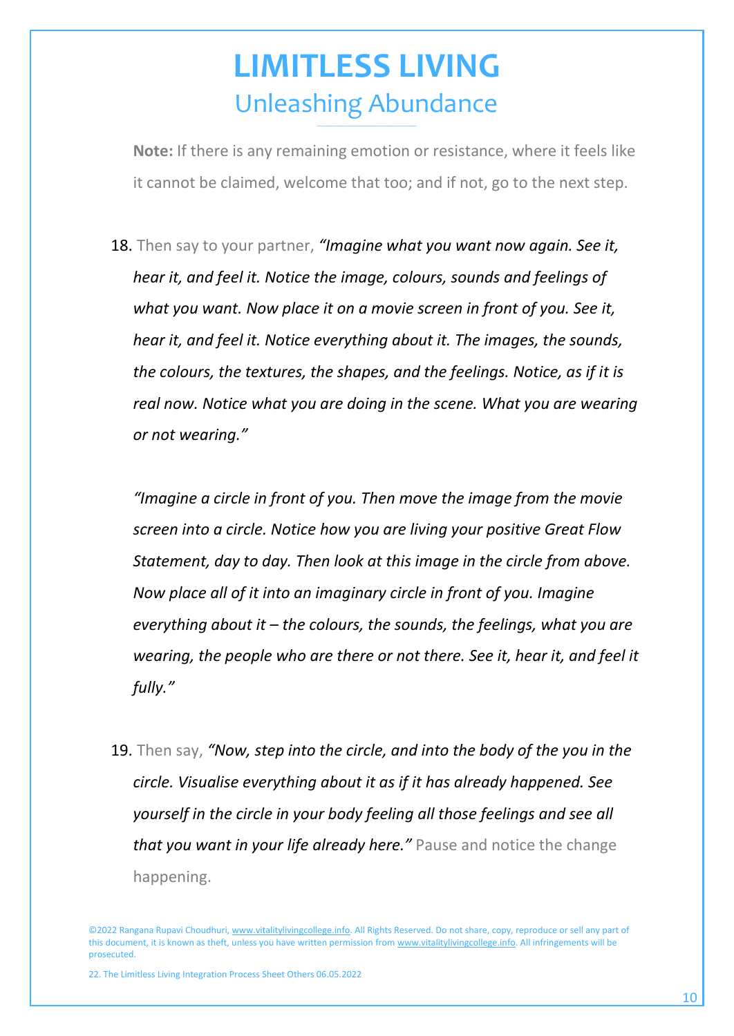**Note:** If there is any remaining emotion or resistance, where it feels like it cannot be claimed, welcome that too; and if not, go to the next step.

18. Then say to your partner, *"Imagine what you want now again. See it, hear it, and feel it. Notice the image, colours, sounds and feelings of what you want. Now place it on a movie screen in front of you. See it, hear it, and feel it. Notice everything about it. The images, the sounds, the colours, the textures, the shapes, and the feelings. Notice, as if it is real now. Notice what you are doing in the scene. What you are wearing or not wearing."*

    *"Imagine a circle in front of you. Then move the image from the movie screen into a circle. Notice how you are living your positive Great Flow Statement, day to day. Then look at this image in the circle from above. Now place all of it into an imaginary circle in front of you. Imagine everything about it – the colours, the sounds, the feelings, what you are wearing, the people who are there or not there. See it, hear it, and feel it fully."*

19. Then say, *"Now, step into the circle, and into the body of the you in the circle. Visualise everything about it as if it has already happened. See yourself in the circle in your body feeling all those feelings and see all that you want in your life already here."* Pause and notice the change happening.

©2022 Rangana Rupavi Choudhuri, www.vitalitylivingcollege.info. All Rights Reserved. Do not share, copy, reproduce or sell any part of this document, it is known as theft, unless you have written permission from www.vitalitylivingcollege.info. All infringements will be prosecuted.

22. The Limitless Living Integration Process Sheet Others 06.05.2022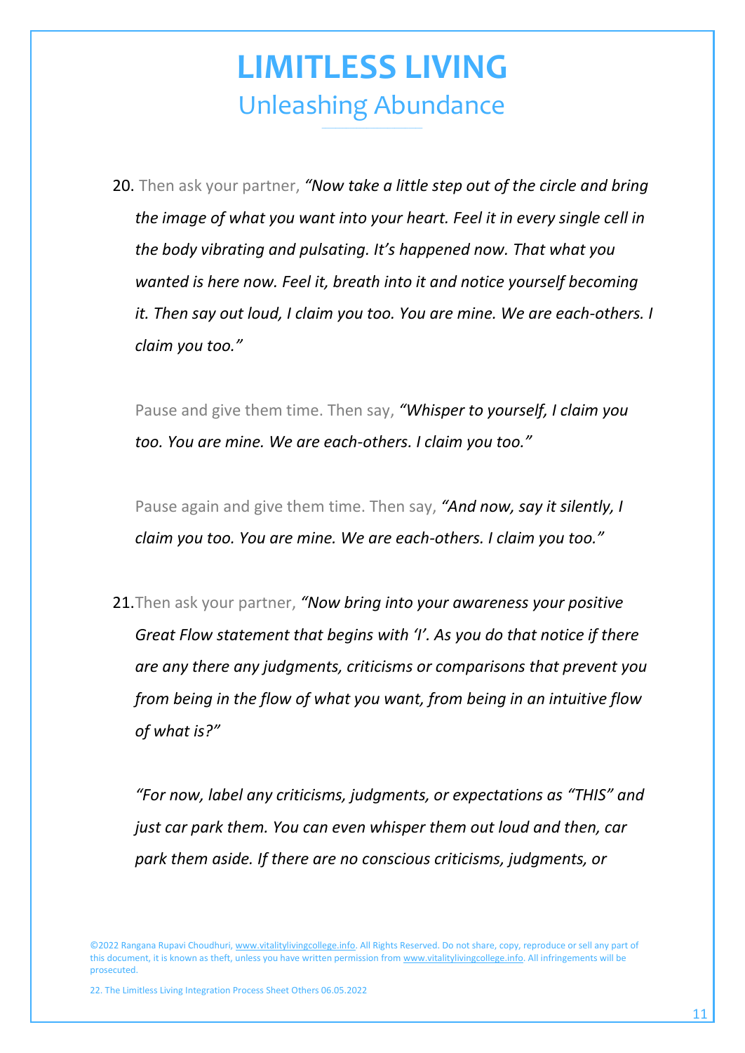20. Then ask your partner, *"Now take a little step out of the circle and bring the image of what you want into your heart. Feel it in every single cell in the body vibrating and pulsating. It's happened now. That what you wanted is here now. Feel it, breath into it and notice yourself becoming it. Then say out loud, I claim you too. You are mine. We are each-others. I claim you too."*

    Pause and give them time. Then say, *"Whisper to yourself, I claim you too. You are mine. We are each-others. I claim you too."*

    Pause again and give them time. Then say, *"And now, say it silently, I claim you too. You are mine. We are each-others. I claim you too."*

21. Then ask your partner, *"Now bring into your awareness your positive Great Flow statement that begins with 'I'. As you do that notice if there are any there any judgments, criticisms or comparisons that prevent you from being in the flow of what you want, from being in an intuitive flow of what is?"*

    *"For now, label any criticisms, judgments, or expectations as "THIS" and just car park them. You can even whisper them out loud and then, car park them aside. If there are no conscious criticisms, judgments, or*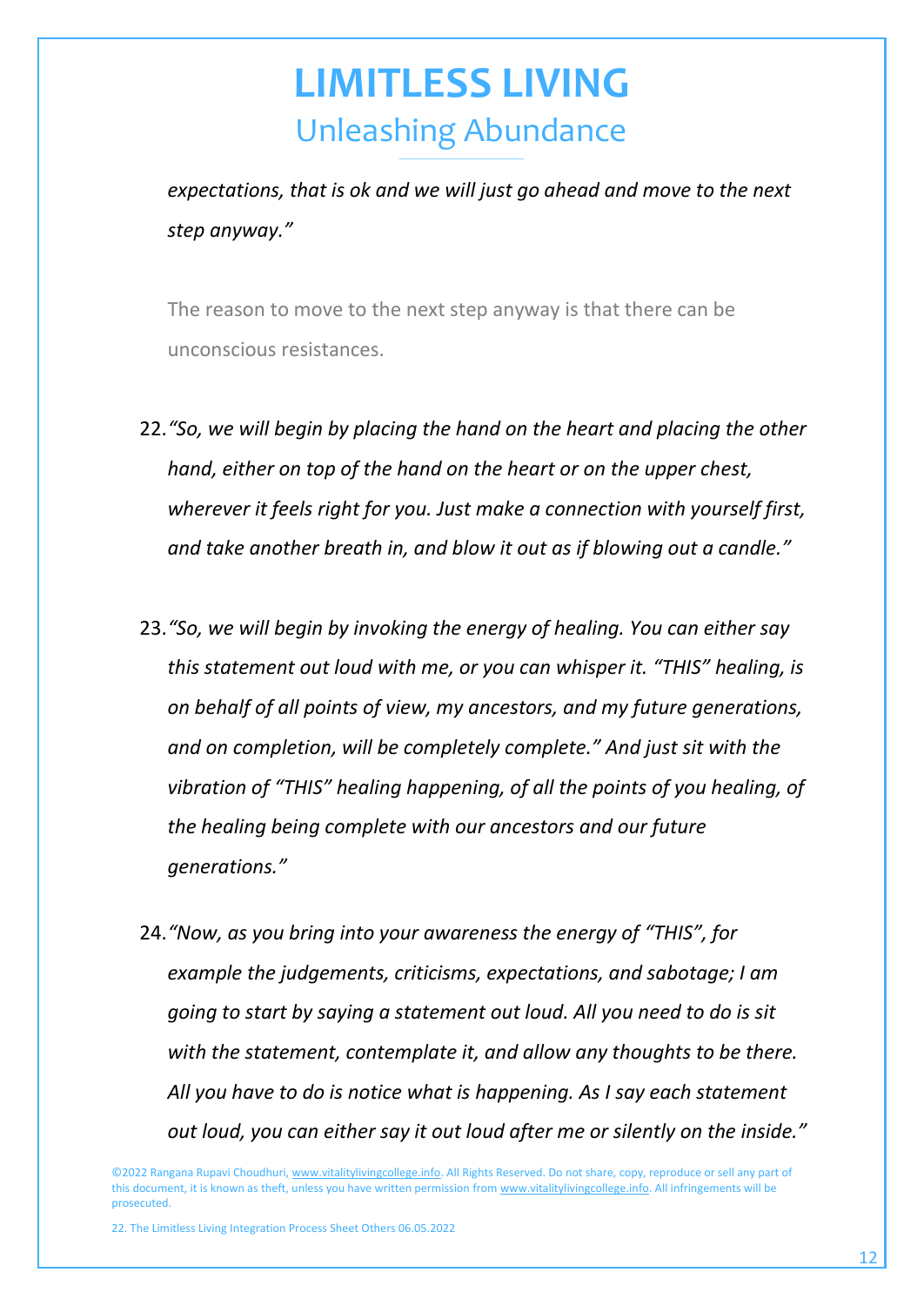*expectations, that is ok and we will just go ahead and move to the next step anyway."*

The reason to move to the next step anyway is that there can be unconscious resistances.

22. *"So, we will begin by placing the hand on the heart and placing the other hand, either on top of the hand on the heart or on the upper chest, wherever it feels right for you. Just make a connection with yourself first, and take another breath in, and blow it out as if blowing out a candle."*

23. *"So, we will begin by invoking the energy of healing. You can either say this statement out loud with me, or you can whisper it. "THIS" healing, is on behalf of all points of view, my ancestors, and my future generations, and on completion, will be completely complete." And just sit with the vibration of "THIS" healing happening, of all the points of you healing, of the healing being complete with our ancestors and our future generations."*

24. *"Now, as you bring into your awareness the energy of "THIS", for example the judgements, criticisms, expectations, and sabotage; I am going to start by saying a statement out loud. All you need to do is sit with the statement, contemplate it, and allow any thoughts to be there. All you have to do is notice what is happening. As I say each statement out loud, you can either say it out loud after me or silently on the inside."*

©2022 Rangana Rupavi Choudhuri, www.vitalitylivingcollege.info. All Rights Reserved. Do not share, copy, reproduce or sell any part of this document, it is known as theft, unless you have written permission from www.vitalitylivingcollege.info. All infringements will be prosecuted.

22. The Limitless Living Integration Process Sheet Others 06.05.2022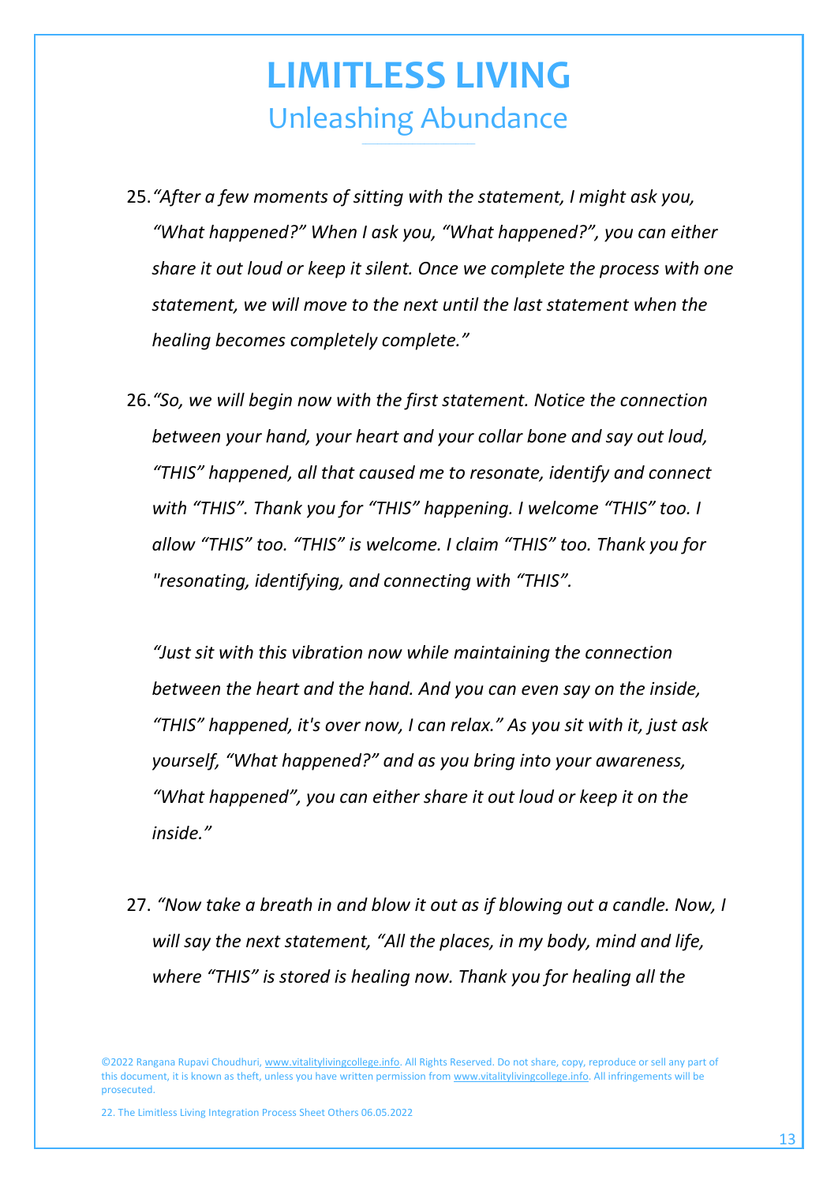25. *"After a few moments of sitting with the statement, I might ask you, "What happened?" When I ask you, "What happened?", you can either share it out loud or keep it silent. Once we complete the process with one statement, we will move to the next until the last statement when the healing becomes completely complete."*

26. *"So, we will begin now with the first statement. Notice the connection between your hand, your heart and your collar bone and say out loud, "THIS" happened, all that caused me to resonate, identify and connect with "THIS". Thank you for "THIS" happening. I welcome "THIS" too. I allow "THIS" too. "THIS" is welcome. I claim "THIS" too. Thank you for "resonating, identifying, and connecting with "THIS".*

    *"Just sit with this vibration now while maintaining the connection between the heart and the hand. And you can even say on the inside, "THIS" happened, it's over now, I can relax." As you sit with it, just ask yourself, "What happened?" and as you bring into your awareness, "What happened", you can either share it out loud or keep it on the inside."*

27. *"Now take a breath in and blow it out as if blowing out a candle. Now, I will say the next statement, "All the places, in my body, mind and life, where "THIS" is stored is healing now. Thank you for healing all the*

©2022 Rangana Rupavi Choudhuri, www.vitalitylivingcollege.info. All Rights Reserved. Do not share, copy, reproduce or sell any part of this document, it is known as theft, unless you have written permission from www.vitalitylivingcollege.info. All infringements will be prosecuted.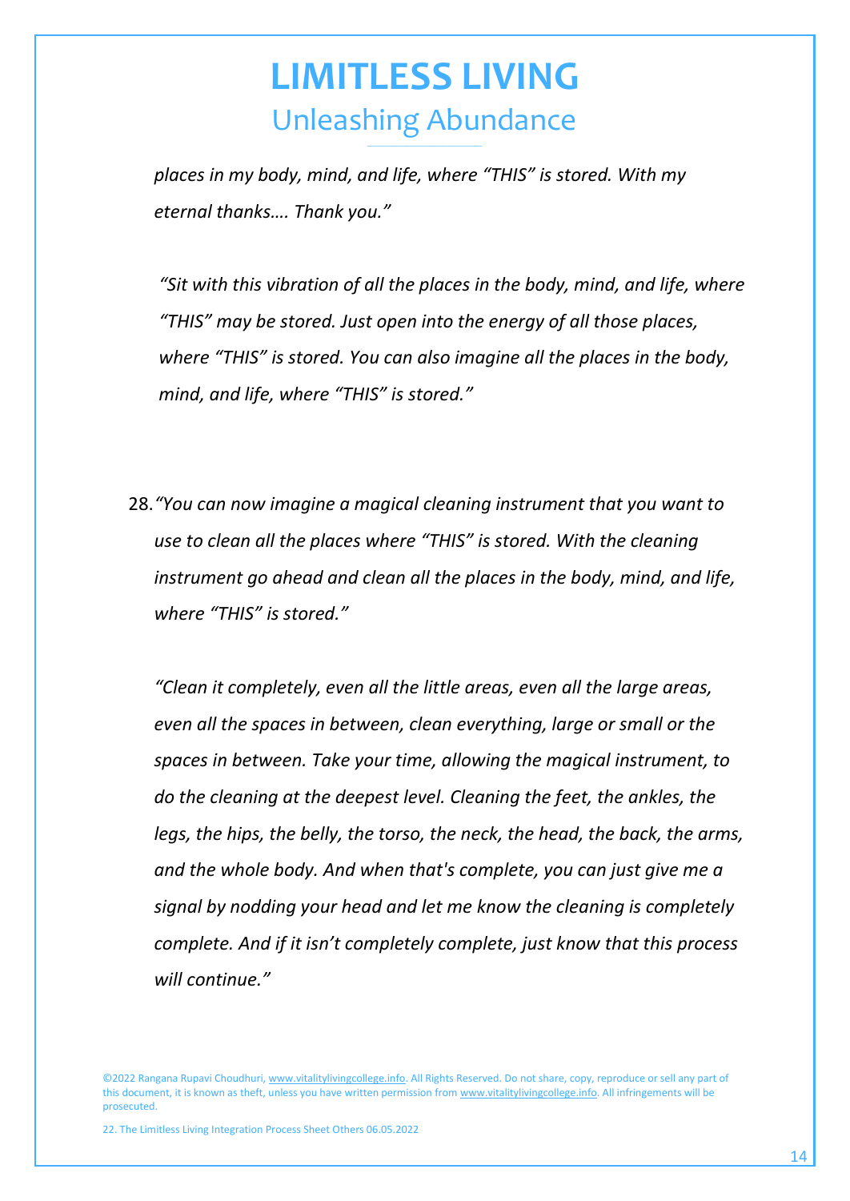*places in my body, mind, and life, where "THIS" is stored. With my eternal thanks…. Thank you."*

*"Sit with this vibration of all the places in the body, mind, and life, where "THIS" may be stored. Just open into the energy of all those places, where "THIS" is stored. You can also imagine all the places in the body, mind, and life, where "THIS" is stored."*

28. *"You can now imagine a magical cleaning instrument that you want to use to clean all the places where "THIS" is stored. With the cleaning instrument go ahead and clean all the places in the body, mind, and life, where "THIS" is stored."*

    *"Clean it completely, even all the little areas, even all the large areas, even all the spaces in between, clean everything, large or small or the spaces in between. Take your time, allowing the magical instrument, to do the cleaning at the deepest level. Cleaning the feet, the ankles, the legs, the hips, the belly, the torso, the neck, the head, the back, the arms, and the whole body. And when that's complete, you can just give me a signal by nodding your head and let me know the cleaning is completely complete. And if it isn't completely complete, just know that this process will continue."*

©2022 Rangana Rupavi Choudhuri, www.vitalitylivingcollege.info. All Rights Reserved. Do not share, copy, reproduce or sell any part of this document, it is known as theft, unless you have written permission from www.vitalitylivingcollege.info. All infringements will be prosecuted.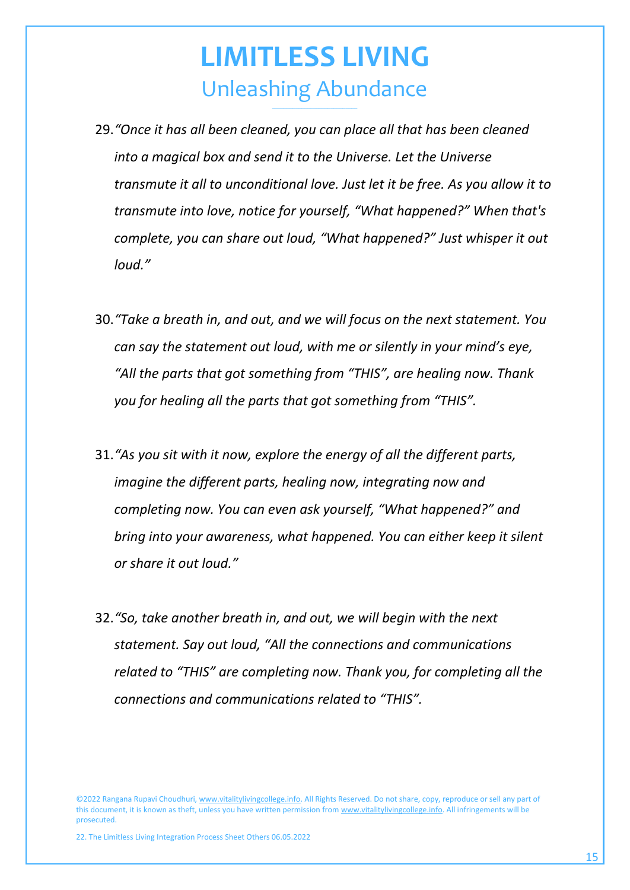29. *"Once it has all been cleaned, you can place all that has been cleaned into a magical box and send it to the Universe. Let the Universe transmute it all to unconditional love. Just let it be free. As you allow it to transmute into love, notice for yourself, "What happened?" When that's complete, you can share out loud, "What happened?" Just whisper it out loud."*

30. *"Take a breath in, and out, and we will focus on the next statement. You can say the statement out loud, with me or silently in your mind's eye, "All the parts that got something from "THIS", are healing now. Thank you for healing all the parts that got something from "THIS".*

31. *"As you sit with it now, explore the energy of all the different parts, imagine the different parts, healing now, integrating now and completing now. You can even ask yourself, "What happened?" and bring into your awareness, what happened. You can either keep it silent or share it out loud."*

32. *"So, take another breath in, and out, we will begin with the next statement. Say out loud, "All the connections and communications related to "THIS" are completing now. Thank you, for completing all the connections and communications related to "THIS".*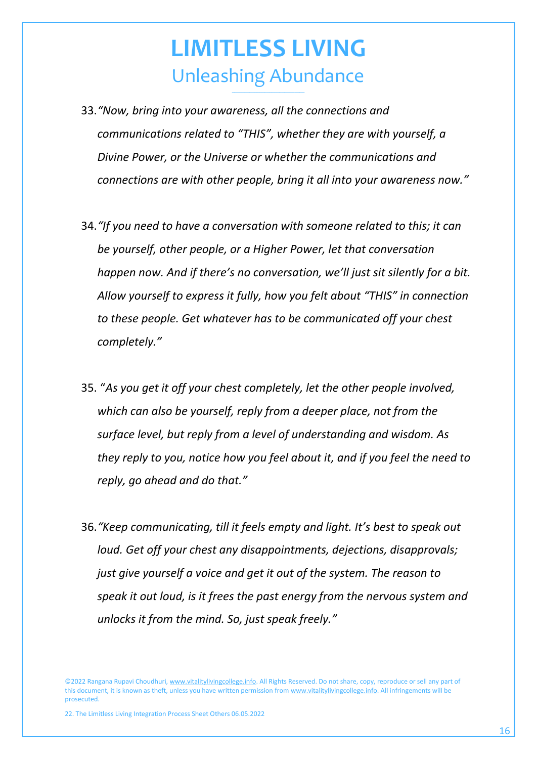33. *"Now, bring into your awareness, all the connections and communications related to "THIS", whether they are with yourself, a Divine Power, or the Universe or whether the communications and connections are with other people, bring it all into your awareness now."*

34. *"If you need to have a conversation with someone related to this; it can be yourself, other people, or a Higher Power, let that conversation happen now. And if there's no conversation, we'll just sit silently for a bit. Allow yourself to express it fully, how you felt about "THIS" in connection to these people. Get whatever has to be communicated off your chest completely."*

35. "*As you get it off your chest completely, let the other people involved, which can also be yourself, reply from a deeper place, not from the surface level, but reply from a level of understanding and wisdom. As they reply to you, notice how you feel about it, and if you feel the need to reply, go ahead and do that."*

36. *"Keep communicating, till it feels empty and light. It's best to speak out loud. Get off your chest any disappointments, dejections, disapprovals; just give yourself a voice and get it out of the system. The reason to speak it out loud, is it frees the past energy from the nervous system and unlocks it from the mind. So, just speak freely."*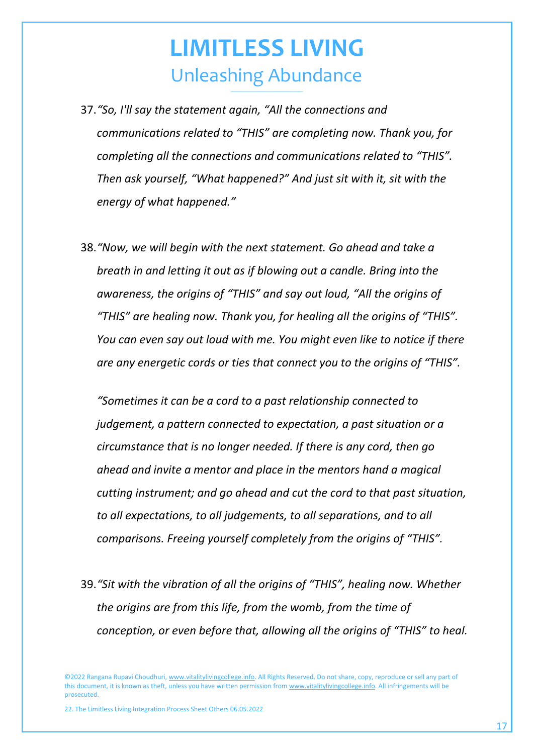37. *"So, I'll say the statement again, "All the connections and communications related to "THIS" are completing now. Thank you, for completing all the connections and communications related to "THIS". Then ask yourself, "What happened?" And just sit with it, sit with the energy of what happened."*

38. *"Now, we will begin with the next statement. Go ahead and take a breath in and letting it out as if blowing out a candle. Bring into the awareness, the origins of "THIS" and say out loud, "All the origins of "THIS" are healing now. Thank you, for healing all the origins of "THIS". You can even say out loud with me. You might even like to notice if there are any energetic cords or ties that connect you to the origins of "THIS".*

   *"Sometimes it can be a cord to a past relationship connected to judgement, a pattern connected to expectation, a past situation or a circumstance that is no longer needed. If there is any cord, then go ahead and invite a mentor and place in the mentors hand a magical cutting instrument; and go ahead and cut the cord to that past situation, to all expectations, to all judgements, to all separations, and to all comparisons. Freeing yourself completely from the origins of "THIS".*

39. *"Sit with the vibration of all the origins of "THIS", healing now. Whether the origins are from this life, from the womb, from the time of conception, or even before that, allowing all the origins of "THIS" to heal.*

©2022 Rangana Rupavi Choudhuri, www.vitalitylivingcollege.info. All Rights Reserved. Do not share, copy, reproduce or sell any part of this document, it is known as theft, unless you have written permission from www.vitalitylivingcollege.info. All infringements will be prosecuted.

22. The Limitless Living Integration Process Sheet Others 06.05.2022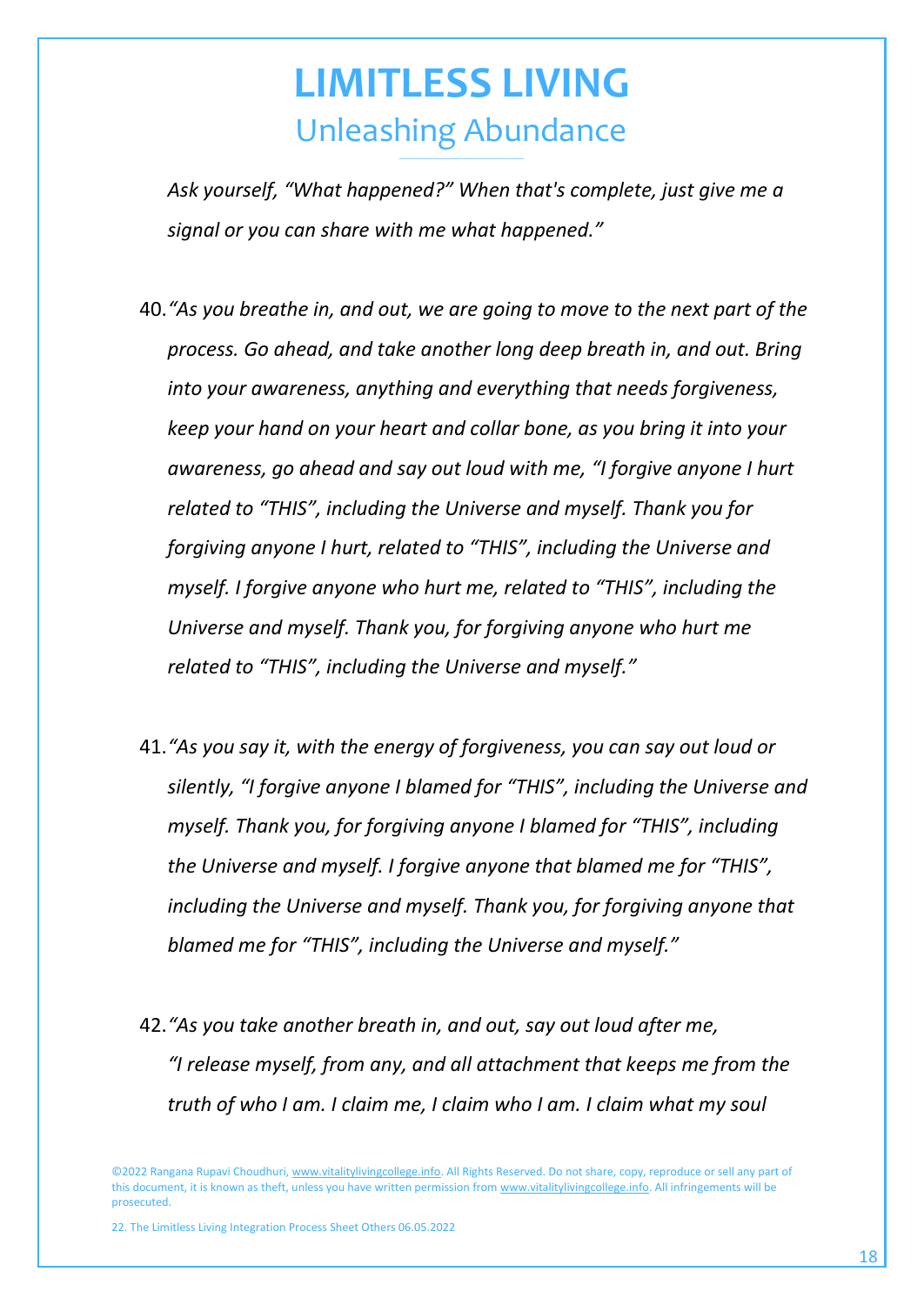*Ask yourself, "What happened?" When that's complete, just give me a signal or you can share with me what happened."*

40. *"As you breathe in, and out, we are going to move to the next part of the process. Go ahead, and take another long deep breath in, and out. Bring into your awareness, anything and everything that needs forgiveness, keep your hand on your heart and collar bone, as you bring it into your awareness, go ahead and say out loud with me, "I forgive anyone I hurt related to "THIS", including the Universe and myself. Thank you for forgiving anyone I hurt, related to "THIS", including the Universe and myself. I forgive anyone who hurt me, related to "THIS", including the Universe and myself. Thank you, for forgiving anyone who hurt me related to "THIS", including the Universe and myself."*

41. *"As you say it, with the energy of forgiveness, you can say out loud or silently, "I forgive anyone I blamed for "THIS", including the Universe and myself. Thank you, for forgiving anyone I blamed for "THIS", including the Universe and myself. I forgive anyone that blamed me for "THIS", including the Universe and myself. Thank you, for forgiving anyone that blamed me for "THIS", including the Universe and myself."*

42. *"As you take another breath in, and out, say out loud after me, "I release myself, from any, and all attachment that keeps me from the truth of who I am. I claim me, I claim who I am. I claim what my soul*

©2022 Rangana Rupavi Choudhuri, www.vitalitylivingcollege.info. All Rights Reserved. Do not share, copy, reproduce or sell any part of this document, it is known as theft, unless you have written permission from www.vitalitylivingcollege.info. All infringements will be prosecuted.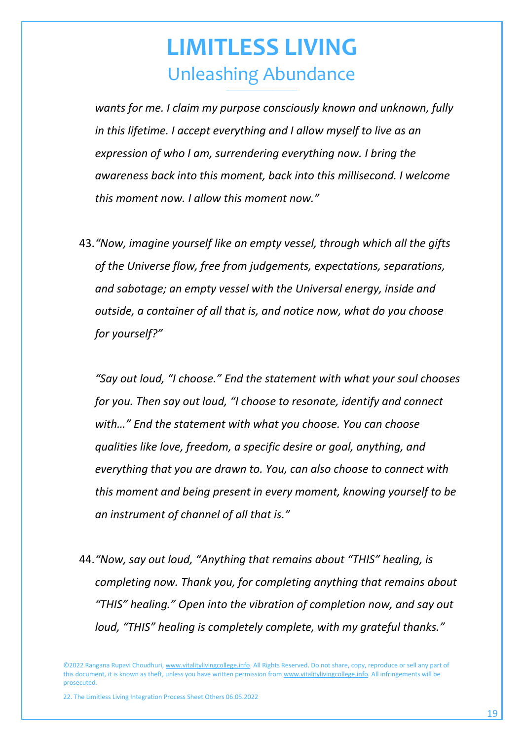*wants for me. I claim my purpose consciously known and unknown, fully in this lifetime. I accept everything and I allow myself to live as an expression of who I am, surrendering everything now. I bring the awareness back into this moment, back into this millisecond. I welcome this moment now. I allow this moment now."*

43. *"Now, imagine yourself like an empty vessel, through which all the gifts of the Universe flow, free from judgements, expectations, separations, and sabotage; an empty vessel with the Universal energy, inside and outside, a container of all that is, and notice now, what do you choose for yourself?"*

    *"Say out loud, "I choose." End the statement with what your soul chooses for you. Then say out loud, "I choose to resonate, identify and connect with…" End the statement with what you choose. You can choose qualities like love, freedom, a specific desire or goal, anything, and everything that you are drawn to. You, can also choose to connect with this moment and being present in every moment, knowing yourself to be an instrument of channel of all that is."*

44. *"Now, say out loud, "Anything that remains about "THIS" healing, is completing now. Thank you, for completing anything that remains about "THIS" healing." Open into the vibration of completion now, and say out loud, "THIS" healing is completely complete, with my grateful thanks."*

©2022 Rangana Rupavi Choudhuri, www.vitalitylivingcollege.info. All Rights Reserved. Do not share, copy, reproduce or sell any part of this document, it is known as theft, unless you have written permission from www.vitalitylivingcollege.info. All infringements will be prosecuted.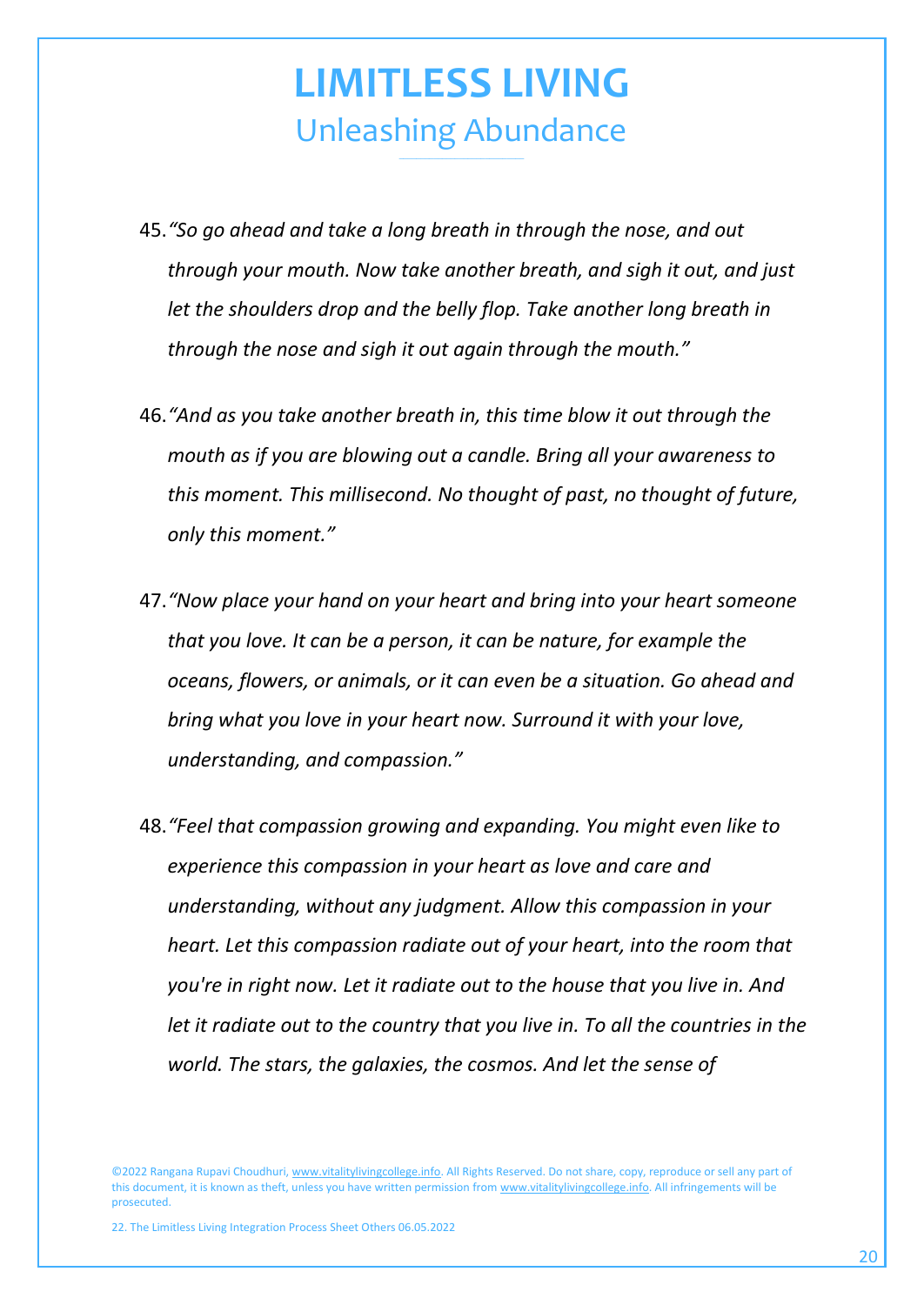45. *"So go ahead and take a long breath in through the nose, and out through your mouth. Now take another breath, and sigh it out, and just let the shoulders drop and the belly flop. Take another long breath in through the nose and sigh it out again through the mouth."*

46. *"And as you take another breath in, this time blow it out through the mouth as if you are blowing out a candle. Bring all your awareness to this moment. This millisecond. No thought of past, no thought of future, only this moment."*

47. *"Now place your hand on your heart and bring into your heart someone that you love. It can be a person, it can be nature, for example the oceans, flowers, or animals, or it can even be a situation. Go ahead and bring what you love in your heart now. Surround it with your love, understanding, and compassion."*

48. *"Feel that compassion growing and expanding. You might even like to experience this compassion in your heart as love and care and understanding, without any judgment. Allow this compassion in your heart. Let this compassion radiate out of your heart, into the room that you're in right now. Let it radiate out to the house that you live in. And let it radiate out to the country that you live in. To all the countries in the world. The stars, the galaxies, the cosmos. And let the sense of*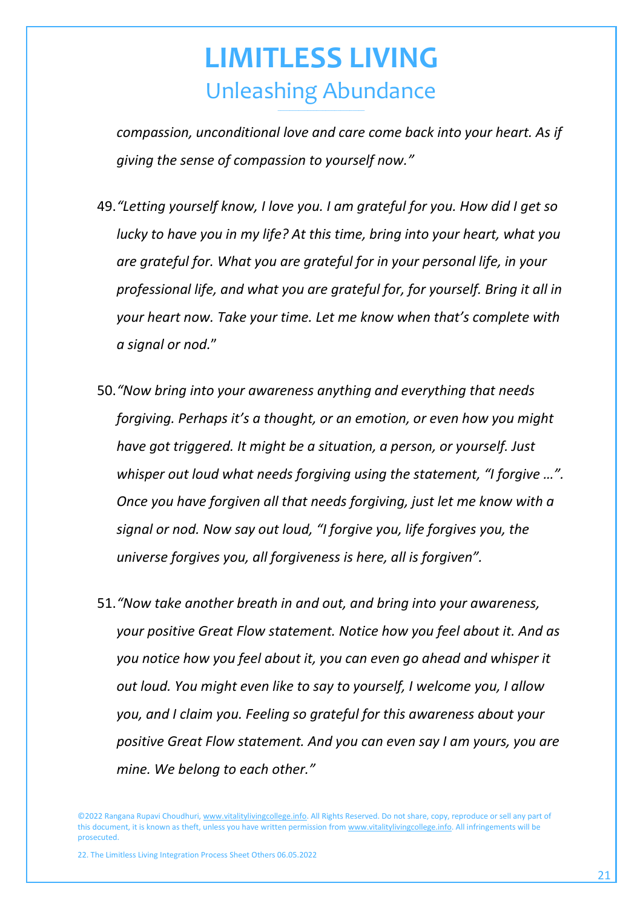*compassion, unconditional love and care come back into your heart. As if giving the sense of compassion to yourself now."*

49. *"Letting yourself know, I love you. I am grateful for you. How did I get so lucky to have you in my life? At this time, bring into your heart, what you are grateful for. What you are grateful for in your personal life, in your professional life, and what you are grateful for, for yourself. Bring it all in your heart now. Take your time. Let me know when that's complete with a signal or nod."*

50. *"Now bring into your awareness anything and everything that needs forgiving. Perhaps it's a thought, or an emotion, or even how you might have got triggered. It might be a situation, a person, or yourself. Just whisper out loud what needs forgiving using the statement, "I forgive …". Once you have forgiven all that needs forgiving, just let me know with a signal or nod. Now say out loud, "I forgive you, life forgives you, the universe forgives you, all forgiveness is here, all is forgiven".*

51. *"Now take another breath in and out, and bring into your awareness, your positive Great Flow statement. Notice how you feel about it. And as you notice how you feel about it, you can even go ahead and whisper it out loud. You might even like to say to yourself, I welcome you, I allow you, and I claim you. Feeling so grateful for this awareness about your positive Great Flow statement. And you can even say I am yours, you are mine. We belong to each other."*

©2022 Rangana Rupavi Choudhuri, www.vitalitylivingcollege.info. All Rights Reserved. Do not share, copy, reproduce or sell any part of this document, it is known as theft, unless you have written permission from www.vitalitylivingcollege.info. All infringements will be prosecuted.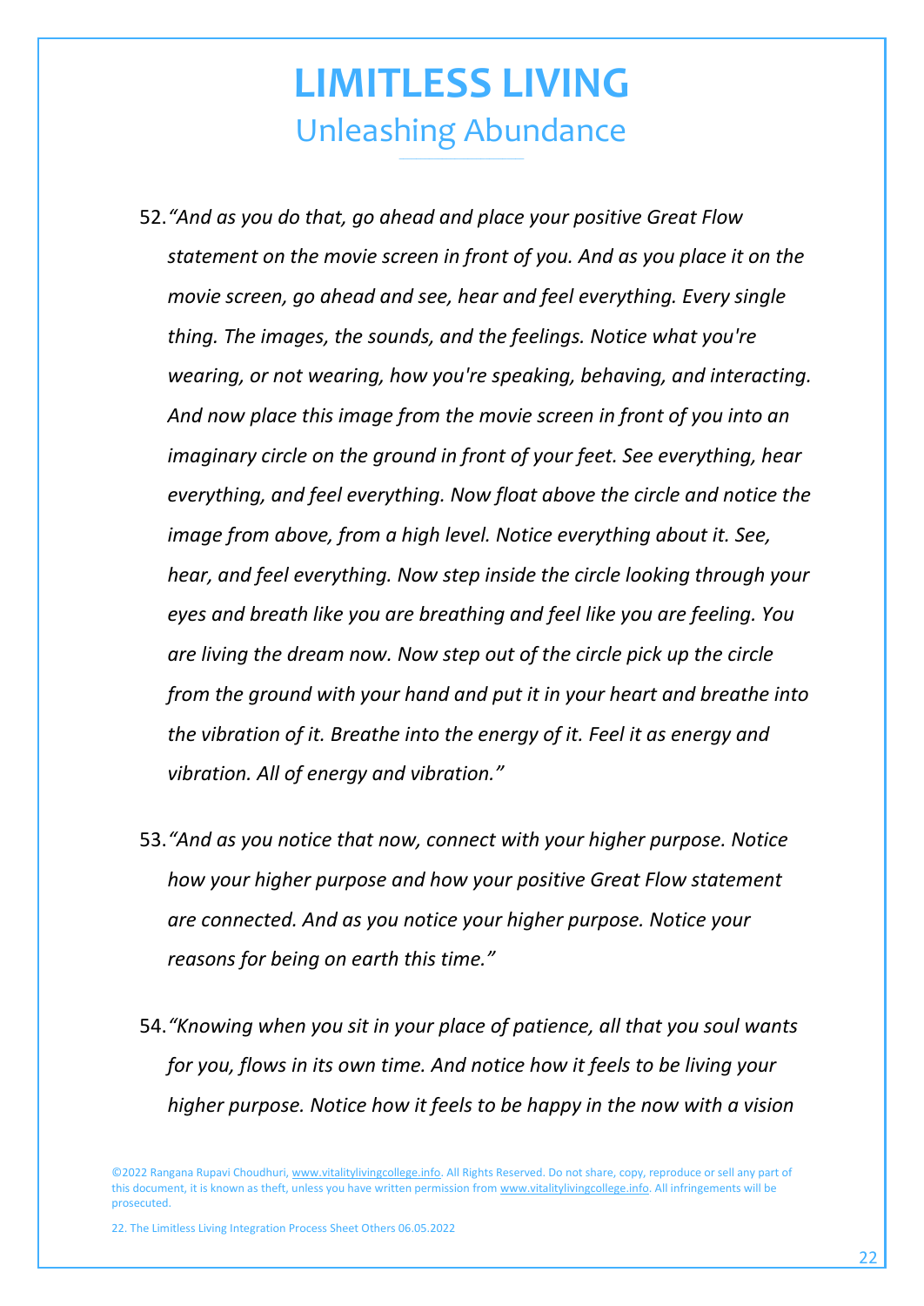52. *"And as you do that, go ahead and place your positive Great Flow statement on the movie screen in front of you. And as you place it on the movie screen, go ahead and see, hear and feel everything. Every single thing. The images, the sounds, and the feelings. Notice what you're wearing, or not wearing, how you're speaking, behaving, and interacting. And now place this image from the movie screen in front of you into an imaginary circle on the ground in front of your feet. See everything, hear everything, and feel everything. Now float above the circle and notice the image from above, from a high level. Notice everything about it. See, hear, and feel everything. Now step inside the circle looking through your eyes and breath like you are breathing and feel like you are feeling. You are living the dream now. Now step out of the circle pick up the circle from the ground with your hand and put it in your heart and breathe into the vibration of it. Breathe into the energy of it. Feel it as energy and vibration. All of energy and vibration."*

53. *"And as you notice that now, connect with your higher purpose. Notice how your higher purpose and how your positive Great Flow statement are connected. And as you notice your higher purpose. Notice your reasons for being on earth this time."*

54. *"Knowing when you sit in your place of patience, all that you soul wants for you, flows in its own time. And notice how it feels to be living your higher purpose. Notice how it feels to be happy in the now with a vision*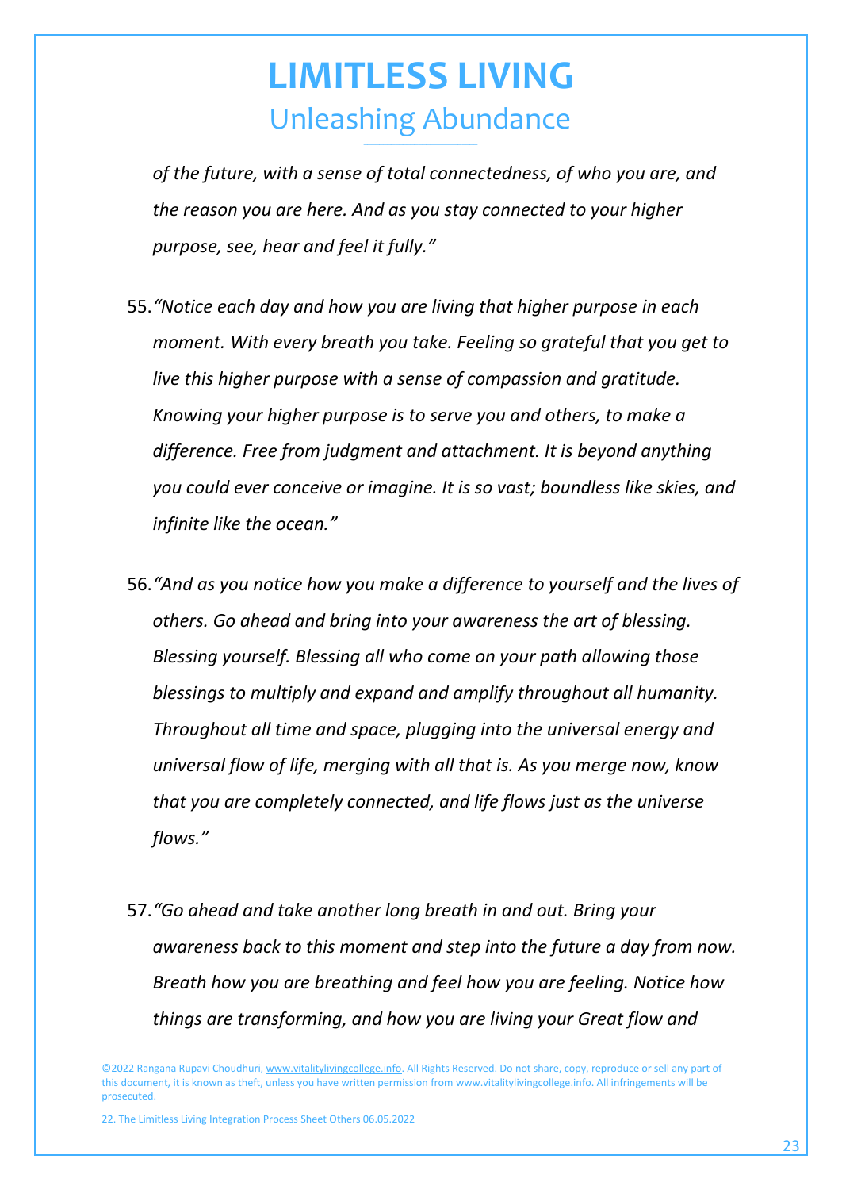*of the future, with a sense of total connectedness, of who you are, and the reason you are here. And as you stay connected to your higher purpose, see, hear and feel it fully."*

55. *"Notice each day and how you are living that higher purpose in each moment. With every breath you take. Feeling so grateful that you get to live this higher purpose with a sense of compassion and gratitude. Knowing your higher purpose is to serve you and others, to make a difference. Free from judgment and attachment. It is beyond anything you could ever conceive or imagine. It is so vast; boundless like skies, and infinite like the ocean."*

56. *"And as you notice how you make a difference to yourself and the lives of others. Go ahead and bring into your awareness the art of blessing. Blessing yourself. Blessing all who come on your path allowing those blessings to multiply and expand and amplify throughout all humanity. Throughout all time and space, plugging into the universal energy and universal flow of life, merging with all that is. As you merge now, know that you are completely connected, and life flows just as the universe flows."*

57. *"Go ahead and take another long breath in and out. Bring your awareness back to this moment and step into the future a day from now. Breath how you are breathing and feel how you are feeling. Notice how things are transforming, and how you are living your Great flow and*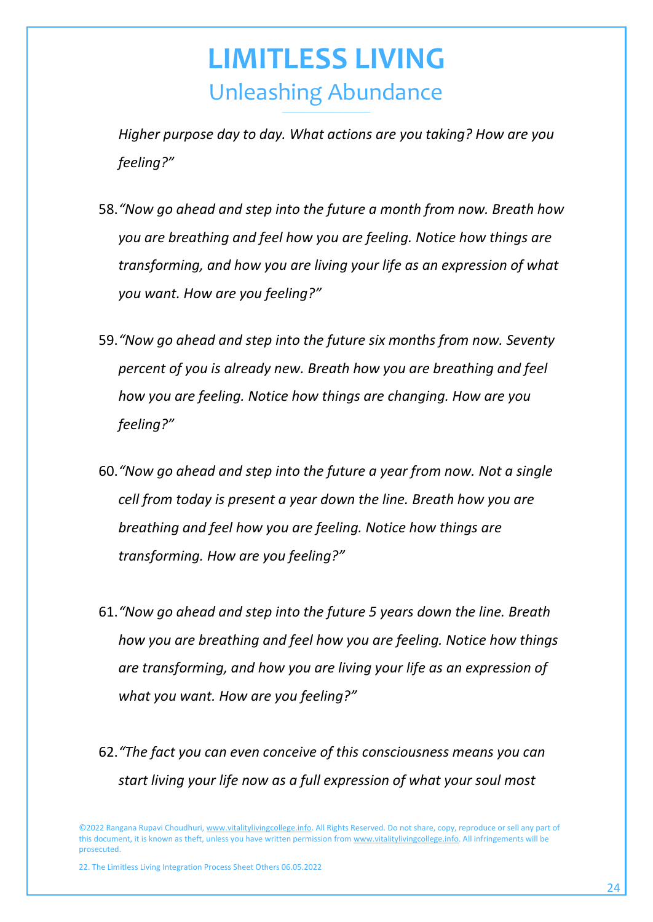*Higher purpose day to day. What actions are you taking? How are you feeling?"*

58. *"Now go ahead and step into the future a month from now. Breath how you are breathing and feel how you are feeling. Notice how things are transforming, and how you are living your life as an expression of what you want. How are you feeling?"*

59. *"Now go ahead and step into the future six months from now. Seventy percent of you is already new. Breath how you are breathing and feel how you are feeling. Notice how things are changing. How are you feeling?"*

60. *"Now go ahead and step into the future a year from now. Not a single cell from today is present a year down the line. Breath how you are breathing and feel how you are feeling. Notice how things are transforming. How are you feeling?"*

61. *"Now go ahead and step into the future 5 years down the line. Breath how you are breathing and feel how you are feeling. Notice how things are transforming, and how you are living your life as an expression of what you want. How are you feeling?"*

62. *"The fact you can even conceive of this consciousness means you can start living your life now as a full expression of what your soul most*

©2022 Rangana Rupavi Choudhuri, www.vitalitylivingcollege.info. All Rights Reserved. Do not share, copy, reproduce or sell any part of this document, it is known as theft, unless you have written permission from www.vitalitylivingcollege.info. All infringements will be prosecuted.

22. The Limitless Living Integration Process Sheet Others 06.05.2022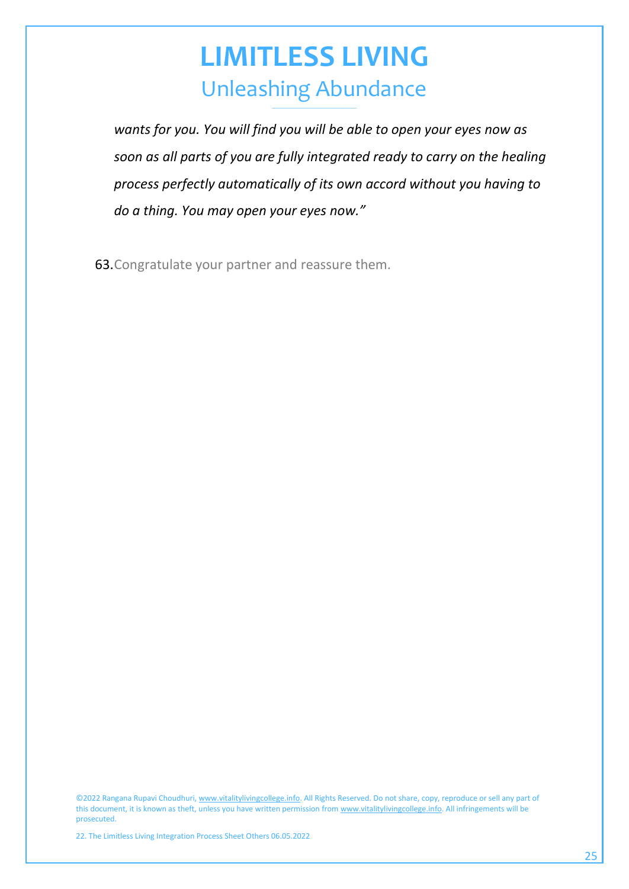*wants for you. You will find you will be able to open your eyes now as soon as all parts of you are fully integrated ready to carry on the healing process perfectly automatically of its own accord without you having to do a thing. You may open your eyes now."*

63. Congratulate your partner and reassure them.